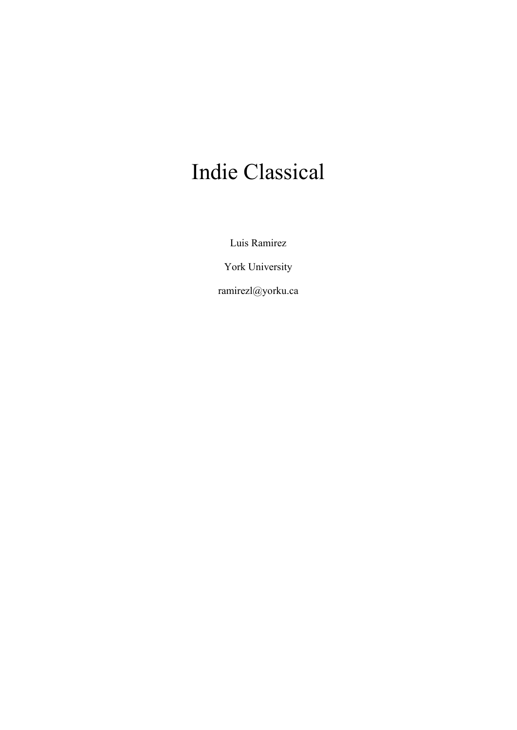# Indie Classical

Luis Ramirez

York University

ramirezl@yorku.ca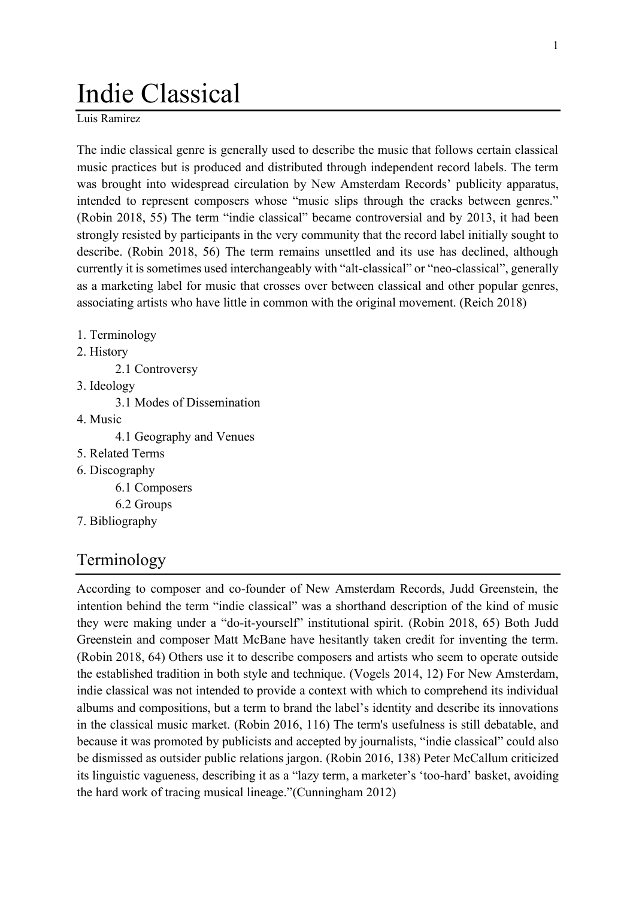# Indie Classical

Luis Ramirez

The indie classical genre is generally used to describe the music that follows certain classical music practices but is produced and distributed through independent record labels. The term was brought into widespread circulation by New Amsterdam Records' publicity apparatus, intended to represent composers whose "music slips through the cracks between genres." (Robin 2018, 55) The term "indie classical" became controversial and by 2013, it had been strongly resisted by participants in the very community that the record label initially sought to describe. (Robin 2018, 56) The term remains unsettled and its use has declined, although currently it is sometimes used interchangeably with "alt-classical" or "neo-classical", generally as a marketing label for music that crosses over between classical and other popular genres, associating artists who have little in common with the original movement. (Reich 2018)

1. Terminology
2. History
    - 2.1 Controversy
3. Ideology
    - 3.1 Modes of Dissemination
4. Music
    - 4.1 Geography and Venues
5. Related Terms
6. Discography
    - 6.1 Composers
    - 6.2 Groups
7. Bibliography

## Terminology

According to composer and co-founder of New Amsterdam Records, Judd Greenstein, the intention behind the term "indie classical" was a shorthand description of the kind of music they were making under a "do-it-yourself" institutional spirit. (Robin 2018, 65) Both Judd Greenstein and composer Matt McBane have hesitantly taken credit for inventing the term. (Robin 2018, 64) Others use it to describe composers and artists who seem to operate outside the established tradition in both style and technique. (Vogels 2014, 12) For New Amsterdam, indie classical was not intended to provide a context with which to comprehend its individual albums and compositions, but a term to brand the label's identity and describe its innovations in the classical music market. (Robin 2016, 116) The term's usefulness is still debatable, and because it was promoted by publicists and accepted by journalists, "indie classical" could also be dismissed as outsider public relations jargon. (Robin 2016, 138) Peter McCallum criticized its linguistic vagueness, describing it as a "lazy term, a marketer's 'too-hard' basket, avoiding the hard work of tracing musical lineage."(Cunningham 2012)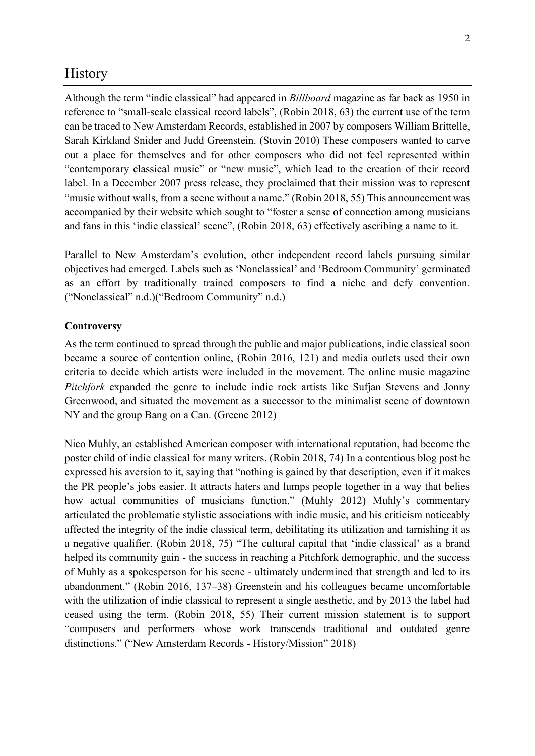# History

Although the term "indie classical" had appeared in *Billboard* magazine as far back as 1950 in reference to "small-scale classical record labels", (Robin 2018, 63) the current use of the term can be traced to New Amsterdam Records, established in 2007 by composers William Brittelle, Sarah Kirkland Snider and Judd Greenstein. (Stovin 2010) These composers wanted to carve out a place for themselves and for other composers who did not feel represented within "contemporary classical music" or "new music", which lead to the creation of their record label. In a December 2007 press release, they proclaimed that their mission was to represent "music without walls, from a scene without a name." (Robin 2018, 55) This announcement was accompanied by their website which sought to "foster a sense of connection among musicians and fans in this 'indie classical' scene", (Robin 2018, 63) effectively ascribing a name to it.

Parallel to New Amsterdam's evolution, other independent record labels pursuing similar objectives had emerged. Labels such as 'Nonclassical' and 'Bedroom Community' germinated as an effort by traditionally trained composers to find a niche and defy convention. ("Nonclassical" n.d.)("Bedroom Community" n.d.)

**Controversy**

As the term continued to spread through the public and major publications, indie classical soon became a source of contention online, (Robin 2016, 121) and media outlets used their own criteria to decide which artists were included in the movement. The online music magazine *Pitchfork* expanded the genre to include indie rock artists like Sufjan Stevens and Jonny Greenwood, and situated the movement as a successor to the minimalist scene of downtown NY and the group Bang on a Can. (Greene 2012)

Nico Muhly, an established American composer with international reputation, had become the poster child of indie classical for many writers. (Robin 2018, 74) In a contentious blog post he expressed his aversion to it, saying that "nothing is gained by that description, even if it makes the PR people's jobs easier. It attracts haters and lumps people together in a way that belies how actual communities of musicians function." (Muhly 2012) Muhly's commentary articulated the problematic stylistic associations with indie music, and his criticism noticeably affected the integrity of the indie classical term, debilitating its utilization and tarnishing it as a negative qualifier. (Robin 2018, 75) "The cultural capital that 'indie classical' as a brand helped its community gain - the success in reaching a Pitchfork demographic, and the success of Muhly as a spokesperson for his scene - ultimately undermined that strength and led to its abandonment." (Robin 2016, 137–38) Greenstein and his colleagues became uncomfortable with the utilization of indie classical to represent a single aesthetic, and by 2013 the label had ceased using the term. (Robin 2018, 55) Their current mission statement is to support "composers and performers whose work transcends traditional and outdated genre distinctions." ("New Amsterdam Records - History/Mission" 2018)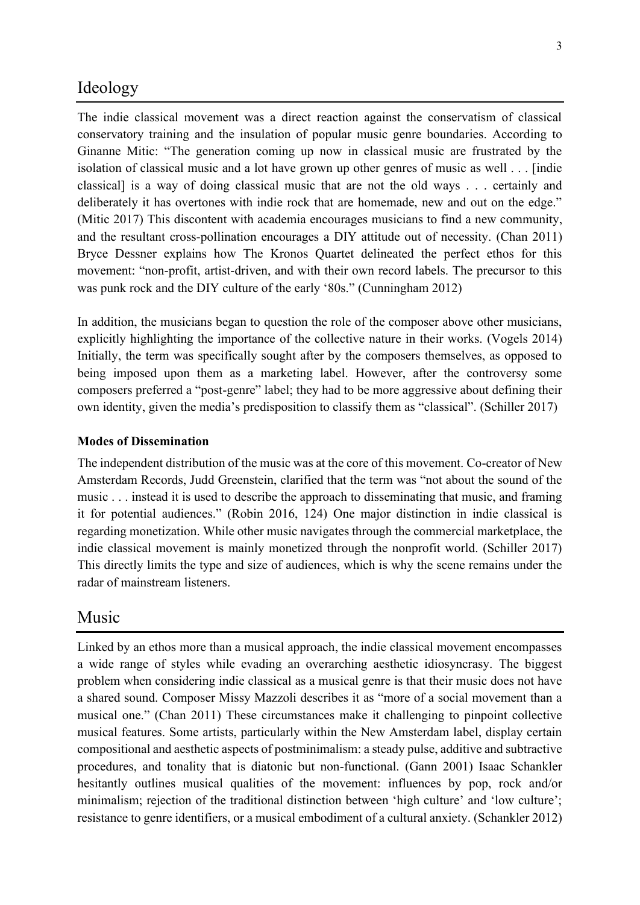## Ideology

The indie classical movement was a direct reaction against the conservatism of classical conservatory training and the insulation of popular music genre boundaries. According to Ginanne Mitic: "The generation coming up now in classical music are frustrated by the isolation of classical music and a lot have grown up other genres of music as well . . . [indie classical] is a way of doing classical music that are not the old ways . . . certainly and deliberately it has overtones with indie rock that are homemade, new and out on the edge." (Mitic 2017) This discontent with academia encourages musicians to find a new community, and the resultant cross-pollination encourages a DIY attitude out of necessity. (Chan 2011) Bryce Dessner explains how The Kronos Quartet delineated the perfect ethos for this movement: "non-profit, artist-driven, and with their own record labels. The precursor to this was punk rock and the DIY culture of the early '80s." (Cunningham 2012)

In addition, the musicians began to question the role of the composer above other musicians, explicitly highlighting the importance of the collective nature in their works. (Vogels 2014) Initially, the term was specifically sought after by the composers themselves, as opposed to being imposed upon them as a marketing label. However, after the controversy some composers preferred a "post-genre" label; they had to be more aggressive about defining their own identity, given the media's predisposition to classify them as "classical". (Schiller 2017)

**Modes of Dissemination**

The independent distribution of the music was at the core of this movement. Co-creator of New Amsterdam Records, Judd Greenstein, clarified that the term was "not about the sound of the music . . . instead it is used to describe the approach to disseminating that music, and framing it for potential audiences." (Robin 2016, 124) One major distinction in indie classical is regarding monetization. While other music navigates through the commercial marketplace, the indie classical movement is mainly monetized through the nonprofit world. (Schiller 2017) This directly limits the type and size of audiences, which is why the scene remains under the radar of mainstream listeners.

## Music

Linked by an ethos more than a musical approach, the indie classical movement encompasses a wide range of styles while evading an overarching aesthetic idiosyncrasy. The biggest problem when considering indie classical as a musical genre is that their music does not have a shared sound. Composer Missy Mazzoli describes it as "more of a social movement than a musical one." (Chan 2011) These circumstances make it challenging to pinpoint collective musical features. Some artists, particularly within the New Amsterdam label, display certain compositional and aesthetic aspects of postminimalism: a steady pulse, additive and subtractive procedures, and tonality that is diatonic but non-functional. (Gann 2001) Isaac Schankler hesitantly outlines musical qualities of the movement: influences by pop, rock and/or minimalism; rejection of the traditional distinction between 'high culture' and 'low culture'; resistance to genre identifiers, or a musical embodiment of a cultural anxiety. (Schankler 2012)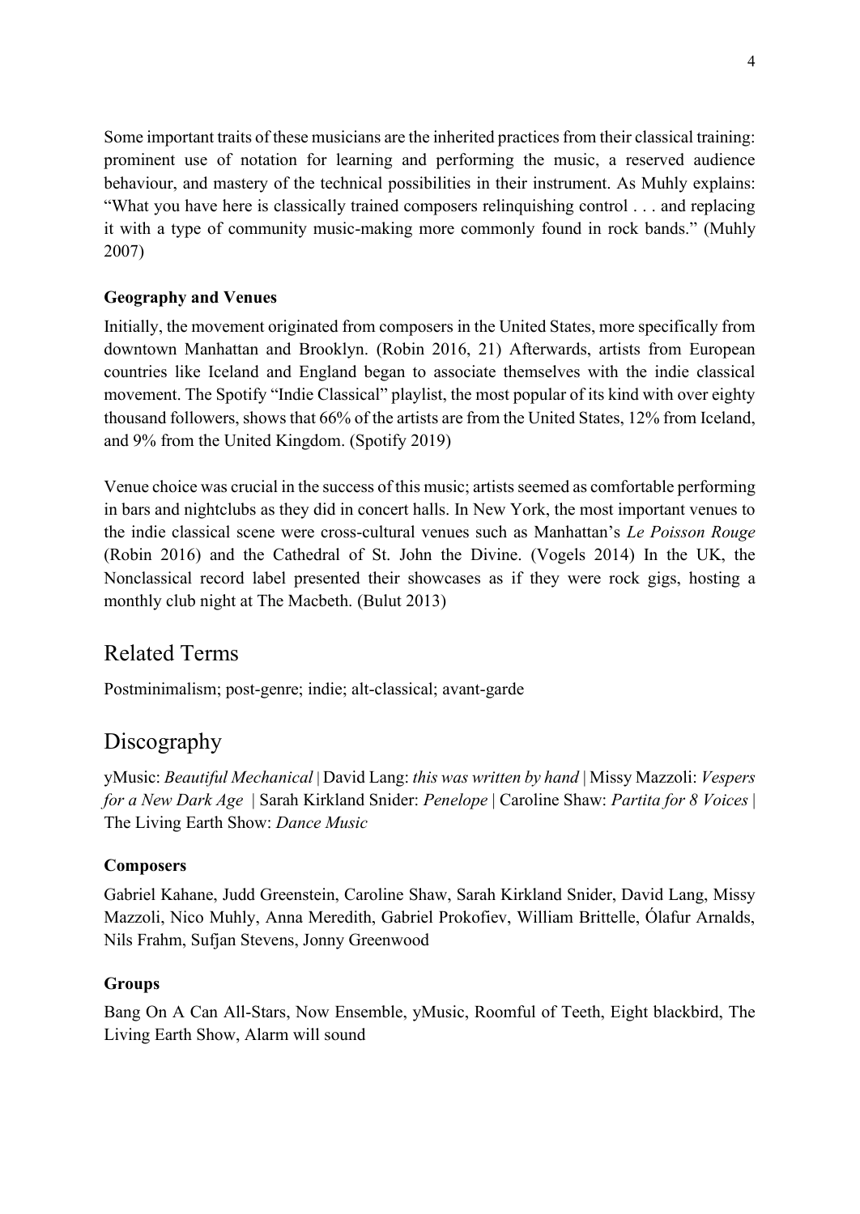Some important traits of these musicians are the inherited practices from their classical training: prominent use of notation for learning and performing the music, a reserved audience behaviour, and mastery of the technical possibilities in their instrument. As Muhly explains: "What you have here is classically trained composers relinquishing control . . . and replacing it with a type of community music-making more commonly found in rock bands." (Muhly 2007)

### Geography and Venues

Initially, the movement originated from composers in the United States, more specifically from downtown Manhattan and Brooklyn. (Robin 2016, 21) Afterwards, artists from European countries like Iceland and England began to associate themselves with the indie classical movement. The Spotify "Indie Classical" playlist, the most popular of its kind with over eighty thousand followers, shows that 66% of the artists are from the United States, 12% from Iceland, and 9% from the United Kingdom. (Spotify 2019)

Venue choice was crucial in the success of this music; artists seemed as comfortable performing in bars and nightclubs as they did in concert halls. In New York, the most important venues to the indie classical scene were cross-cultural venues such as Manhattan's *Le Poisson Rouge* (Robin 2016) and the Cathedral of St. John the Divine. (Vogels 2014) In the UK, the Nonclassical record label presented their showcases as if they were rock gigs, hosting a monthly club night at The Macbeth. (Bulut 2013)

## Related Terms

Postminimalism; post-genre; indie; alt-classical; avant-garde

## Discography

yMusic: *Beautiful Mechanical* | David Lang: *this was written by hand* | Missy Mazzoli: *Vespers for a New Dark Age* | Sarah Kirkland Snider: *Penelope* | Caroline Shaw: *Partita for 8 Voices* | The Living Earth Show: *Dance Music*

### Composers

Gabriel Kahane, Judd Greenstein, Caroline Shaw, Sarah Kirkland Snider, David Lang, Missy Mazzoli, Nico Muhly, Anna Meredith, Gabriel Prokofiev, William Brittelle, Ólafur Arnalds, Nils Frahm, Sufjan Stevens, Jonny Greenwood

### Groups

Bang On A Can All-Stars, Now Ensemble, yMusic, Roomful of Teeth, Eight blackbird, The Living Earth Show, Alarm will sound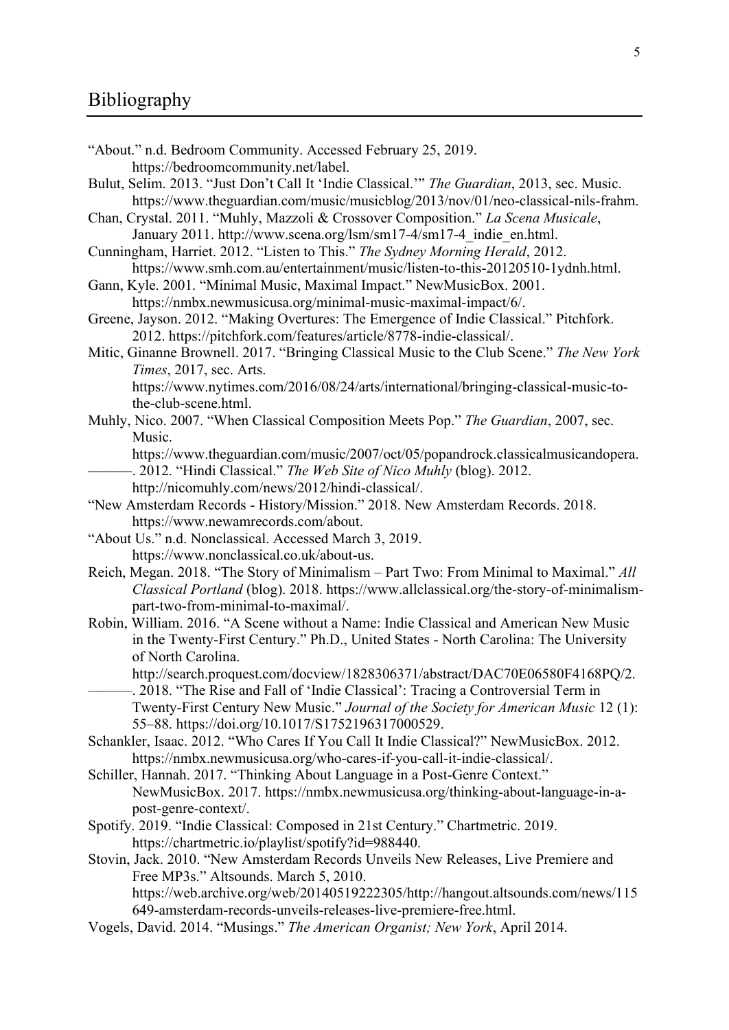# Bibliography

"About." n.d. Bedroom Community. Accessed February 25, 2019. https://bedroomcommunity.net/label.

Bulut, Selim. 2013. "Just Don't Call It 'Indie Classical.'" *The Guardian*, 2013, sec. Music. https://www.theguardian.com/music/musicblog/2013/nov/01/neo-classical-nils-frahm.

Chan, Crystal. 2011. "Muhly, Mazzoli & Crossover Composition." *La Scena Musicale*, January 2011. http://www.scena.org/lsm/sm17-4/sm17-4_indie_en.html.

Cunningham, Harriet. 2012. "Listen to This." *The Sydney Morning Herald*, 2012. https://www.smh.com.au/entertainment/music/listen-to-this-20120510-1ydnh.html.

Gann, Kyle. 2001. "Minimal Music, Maximal Impact." NewMusicBox. 2001. https://nmbx.newmusicusa.org/minimal-music-maximal-impact/6/.

Greene, Jayson. 2012. "Making Overtures: The Emergence of Indie Classical." Pitchfork. 2012. https://pitchfork.com/features/article/8778-indie-classical/.

Mitic, Ginanne Brownell. 2017. "Bringing Classical Music to the Club Scene." *The New York Times*, 2017, sec. Arts. https://www.nytimes.com/2016/08/24/arts/international/bringing-classical-music-to-the-club-scene.html.

Muhly, Nico. 2007. "When Classical Composition Meets Pop." *The Guardian*, 2007, sec. Music. https://www.theguardian.com/music/2007/oct/05/popandrock.classicalmusicandopera.

———. 2012. "Hindi Classical." *The Web Site of Nico Muhly* (blog). 2012. http://nicomuhly.com/news/2012/hindi-classical/.

"New Amsterdam Records - History/Mission." 2018. New Amsterdam Records. 2018. https://www.newamrecords.com/about.

"About Us." n.d. Nonclassical. Accessed March 3, 2019. https://www.nonclassical.co.uk/about-us.

Reich, Megan. 2018. "The Story of Minimalism – Part Two: From Minimal to Maximal." *All Classical Portland* (blog). 2018. https://www.allclassical.org/the-story-of-minimalism-part-two-from-minimal-to-maximal/.

Robin, William. 2016. "A Scene without a Name: Indie Classical and American New Music in the Twenty-First Century." Ph.D., United States - North Carolina: The University of North Carolina. http://search.proquest.com/docview/1828306371/abstract/DAC70E06580F4168PQ/2.

———. 2018. "The Rise and Fall of 'Indie Classical': Tracing a Controversial Term in Twenty-First Century New Music." *Journal of the Society for American Music* 12 (1): 55–88. https://doi.org/10.1017/S1752196317000529.

Schankler, Isaac. 2012. "Who Cares If You Call It Indie Classical?" NewMusicBox. 2012. https://nmbx.newmusicusa.org/who-cares-if-you-call-it-indie-classical/.

Schiller, Hannah. 2017. "Thinking About Language in a Post-Genre Context." NewMusicBox. 2017. https://nmbx.newmusicusa.org/thinking-about-language-in-a-post-genre-context/.

Spotify. 2019. "Indie Classical: Composed in 21st Century." Chartmetric. 2019. https://chartmetric.io/playlist/spotify?id=988440.

Stovin, Jack. 2010. "New Amsterdam Records Unveils New Releases, Live Premiere and Free MP3s." Altsounds. March 5, 2010. https://web.archive.org/web/20140519222305/http://hangout.altsounds.com/news/115649-amsterdam-records-unveils-releases-live-premiere-free.html.

Vogels, David. 2014. "Musings." *The American Organist; New York*, April 2014.